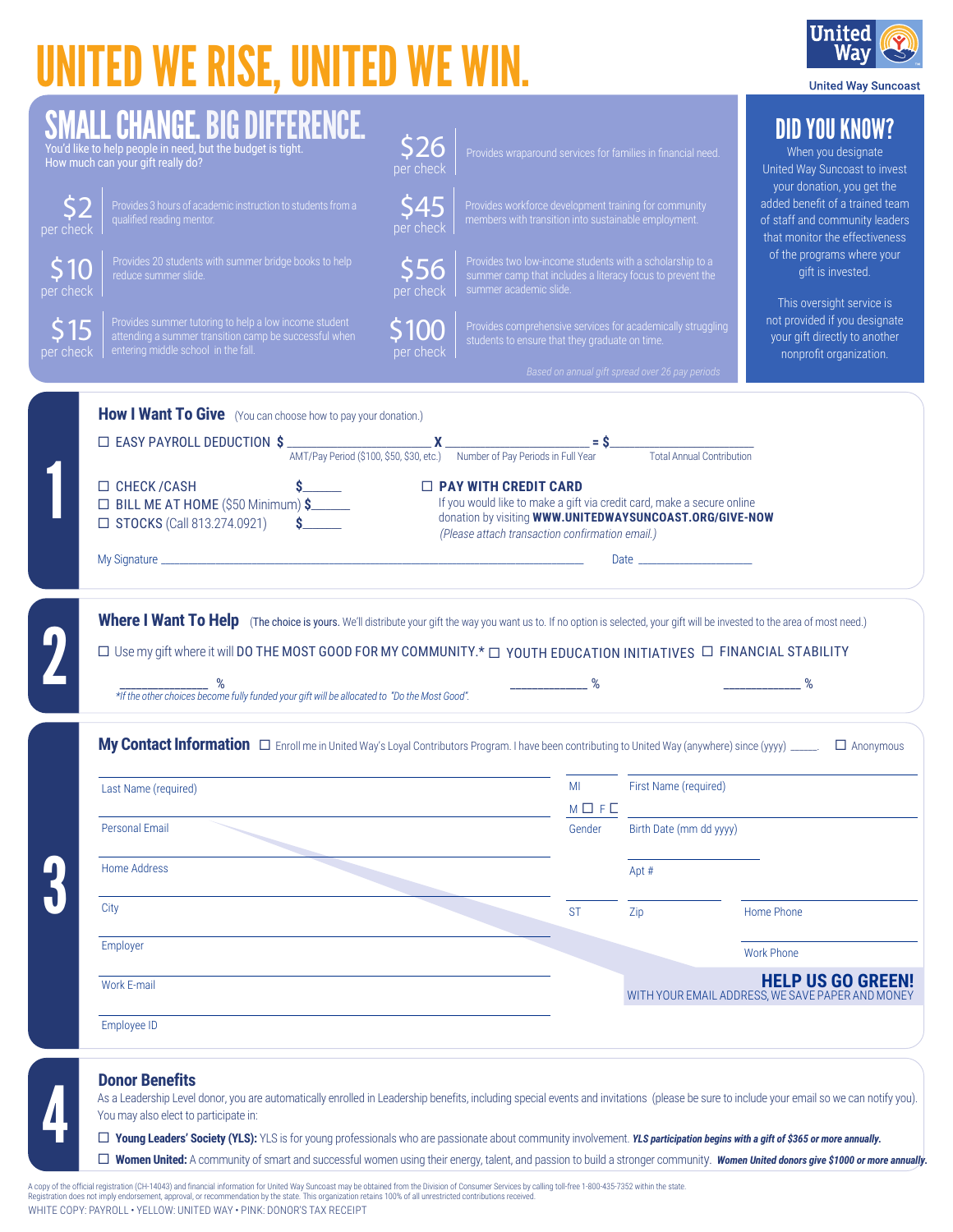# UNITED WE RISE, UNITED WE WIN.

United Way Suncoast

## SMALL CHANGE. BIG DIFFERENCE.

You'd like to help people in need, but the budget is tight. How much can your gift really do?

**$2** per check — Provides 3 hours of academic instruction to students from a qualified reading mentor.

**$10** per check — Provides 20 students with summer bridge books to help reduce summer slide.

**$15** per check — Provides summer tutoring to help a low income student attending a summer transition camp be successful when entering middle school in the fall.

**$26** per check — Provides wraparound services for families in financial need.

**$45** per check — Provides workforce development training for community members with transition into sustainable employment.

**$56** per check — Provides two low-income students with a scholarship to a summer camp that includes a literacy focus to prevent the summer academic slide.

**$100** per check — Provides comprehensive services for academically struggling students to ensure that they graduate on time.

*Based on annual gift spread over 26 pay periods*

## DID YOU KNOW?

When you designate United Way Suncoast to invest your donation, you get the added benefit of a trained team of staff and community leaders that monitor the effectiveness of the programs where your gift is invested.

This oversight service is not provided if you designate your gift directly to another nonprofit organization.

## 1 How I Want To Give (You can choose how to pay your donation.)

☐ EASY PAYROLL DEDUCTION $ ____________ X ____________ = $ ____________
AMT/Pay Period ($100, $50, $30, etc.) — Number of Pay Periods in Full Year — Total Annual Contribution

☐ CHECK /CASH $______
☐ BILL ME AT HOME ($50 Minimum) $______
☐ STOCKS (Call 813.274.0921) $______

☐ **PAY WITH CREDIT CARD**
If you would like to make a gift via credit card, make a secure online donation by visiting **WWW.UNITEDWAYSUNCOAST.ORG/GIVE-NOW**
*(Please attach transaction confirmation email.)*

My Signature ____________________ Date ____________

## 2 Where I Want To Help (The choice is yours. We'll distribute your gift the way you want us to. If no option is selected, your gift will be invested to the area of most need.)

☐ Use my gift where it will DO THE MOST GOOD FOR MY COMMUNITY.* ______ %
☐ YOUTH EDUCATION INITIATIVES ______ %
☐ FINANCIAL STABILITY ______ %

*\*If the other choices become fully funded your gift will be allocated to "Do the Most Good".*

## 3 My Contact Information

☐ Enroll me in United Way's Loyal Contributors Program. I have been contributing to United Way (anywhere) since (yyyy) _____.
☐ Anonymous

Last Name (required) ____________ MI ____ First Name (required) ____________

Personal Email ____________ Gender M ☐ F ☐ Birth Date (mm dd yyyy) ____________

Home Address ____________ Apt # ____

City ____________ ST ____ Zip ____ Home Phone ____________

Employer ____________ Work Phone ____________

Work E-mail ____________

Employee ID ____________

**HELP US GO GREEN!**
WITH YOUR EMAIL ADDRESS, WE SAVE PAPER AND MONEY

## 4 Donor Benefits

As a Leadership Level donor, you are automatically enrolled in Leadership benefits, including special events and invitations (please be sure to include your email so we can notify you). You may also elect to participate in:

☐ **Young Leaders' Society (YLS):** YLS is for young professionals who are passionate about community involvement. ***YLS participation begins with a gift of $365 or more annually.***

☐ **Women United:** A community of smart and successful women using their energy, talent, and passion to build a stronger community. ***Women United donors give $1000 or more annually.***

A copy of the official registration (CH-14043) and financial information for United Way Suncoast may be obtained from the Division of Consumer Services by calling toll-free 1-800-435-7352 within the state. Registration does not imply endorsement, approval, or recommendation by the state. This organization retains 100% of all unrestricted contributions received.

WHITE COPY: PAYROLL • YELLOW: UNITED WAY • PINK: DONOR'S TAX RECEIPT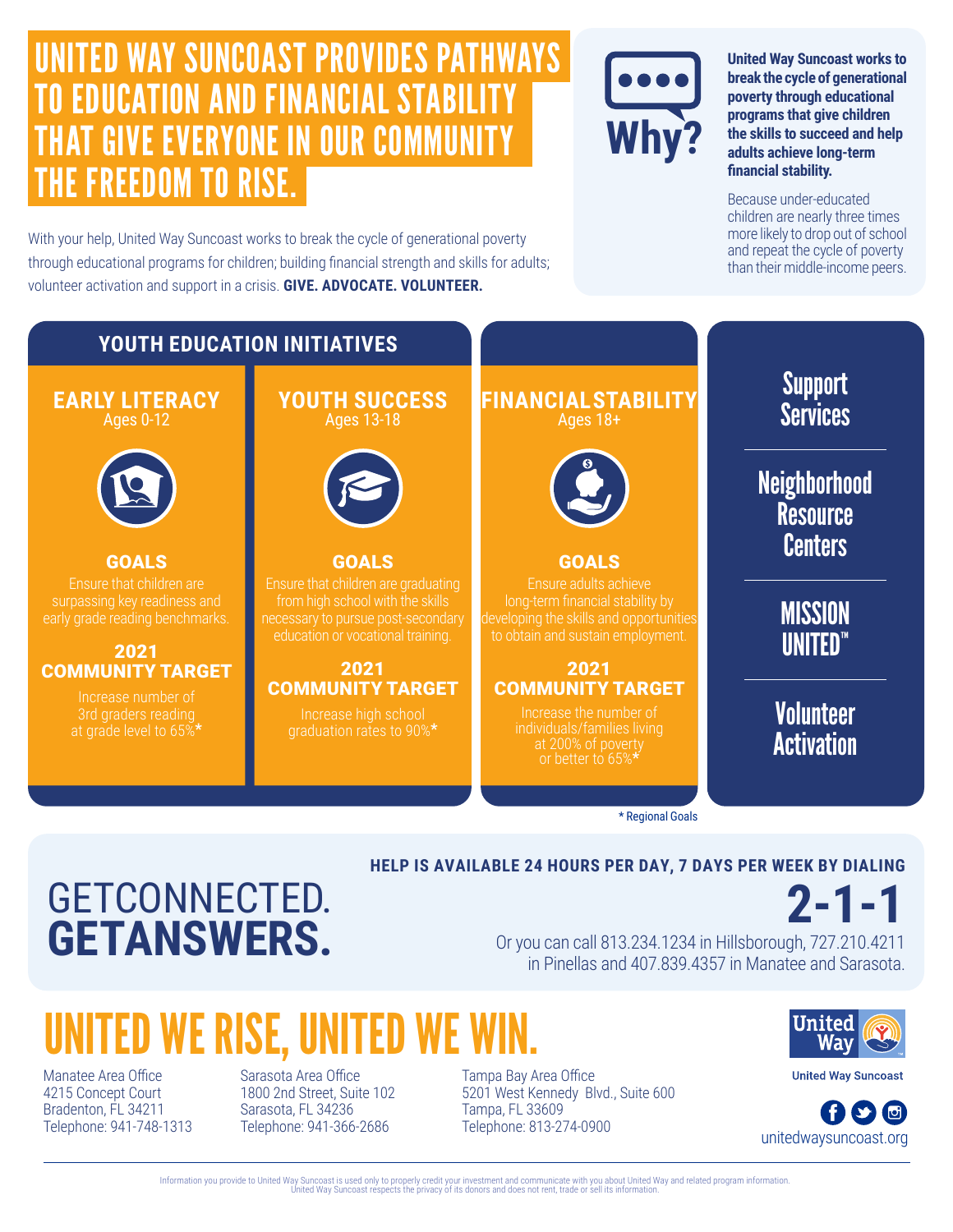# UNITED WAY SUNCOAST PROVIDES PATHWAYS TO EDUCATION AND FINANCIAL STABILITY THAT GIVE EVERYONE IN OUR COMMUNITY THE FREEDOM TO RISE.

With your help, United Way Suncoast works to break the cycle of generational poverty through educational programs for children; building financial strength and skills for adults; volunteer activation and support in a crisis. **GIVE. ADVOCATE. VOLUNTEER.**

## Why?

**United Way Suncoast works to break the cycle of generational poverty through educational programs that give children the skills to succeed and help adults achieve long-term financial stability.**

Because under-educated children are nearly three times more likely to drop out of school and repeat the cycle of poverty than their middle-income peers.

## YOUTH EDUCATION INITIATIVES

### EARLY LITERACY
Ages 0-12

**GOALS**

Ensure that children are surpassing key readiness and early grade reading benchmarks.

**2021 COMMUNITY TARGET**

Increase number of 3rd graders reading at grade level to 65%*

### YOUTH SUCCESS
Ages 13-18

**GOALS**

Ensure that children are graduating from high school with the skills necessary to pursue post-secondary education or vocational training.

**2021 COMMUNITY TARGET**

Increase high school graduation rates to 90%*

### FINANCIAL STABILITY
Ages 18+

**GOALS**

Ensure adults achieve long-term financial stability by developing the skills and opportunities to obtain and sustain employment.

**2021 COMMUNITY TARGET**

Increase the number of individuals/families living at 200% of poverty or better to 65%*

### Support Services

### Neighborhood Resource Centers

### MISSION UNITED™

### Volunteer Activation

\* Regional Goals

## GETCONNECTED. **GETANSWERS.**

**HELP IS AVAILABLE 24 HOURS PER DAY, 7 DAYS PER WEEK BY DIALING**

# 2-1-1

Or you can call 813.234.1234 in Hillsborough, 727.210.4211 in Pinellas and 407.839.4357 in Manatee and Sarasota.

# UNITED WE RISE, UNITED WE WIN.

Manatee Area Office
4215 Concept Court
Bradenton, FL 34211
Telephone: 941-748-1313

Sarasota Area Office
1800 2nd Street, Suite 102
Sarasota, FL 34236
Telephone: 941-366-2686

Tampa Bay Area Office
5201 West Kennedy Blvd., Suite 600
Tampa, FL 33609
Telephone: 813-274-0900

United Way Suncoast

unitedwaysuncoast.org

Information you provide to United Way Suncoast is used only to properly credit your investment and communicate with you about United Way and related program information. United Way Suncoast respects the privacy of its donors and does not rent, trade or sell its information.